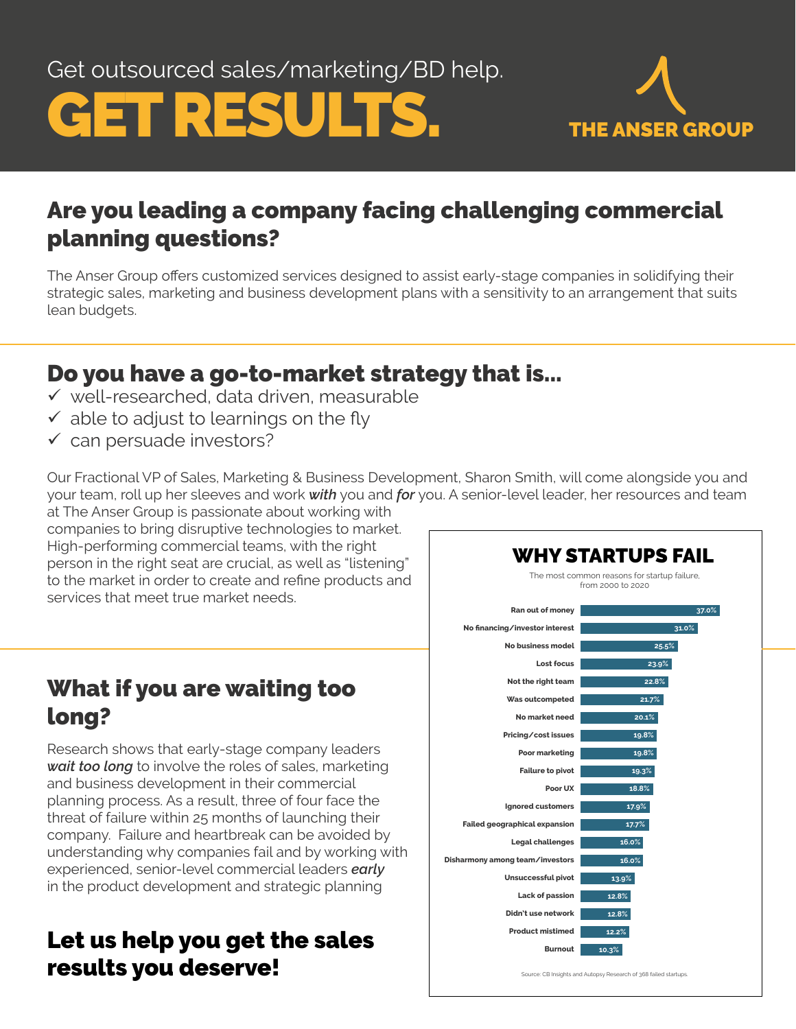Get outsourced sales/marketing/BD help.

# GET RESULTS.

THE ANSER GROUP

## Are you leading a company facing challenging commercial planning questions?

The Anser Group offers customized services designed to assist early-stage companies in solidifying their strategic sales, marketing and business development plans with a sensitivity to an arrangement that suits lean budgets.

## Do you have a go-to-market strategy that is...

- ✓ well-researched, data driven, measurable
- ✓ able to adjust to learnings on the fly
- ✓ can persuade investors?

Our Fractional VP of Sales, Marketing & Business Development, Sharon Smith, will come alongside you and your team, roll up her sleeves and work ***with*** you and ***for*** you. A senior-level leader, her resources and team at The Anser Group is passionate about working with companies to bring disruptive technologies to market. High-performing commercial teams, with the right person in the right seat are crucial, as well as "listening" to the market in order to create and refine products and services that meet true market needs.

## What if you are waiting too long?

Research shows that early-stage company leaders ***wait too long*** to involve the roles of sales, marketing and business development in their commercial planning process. As a result, three of four face the threat of failure within 25 months of launching their company. Failure and heartbreak can be avoided by understanding why companies fail and by working with experienced, senior-level commercial leaders ***early*** in the product development and strategic planning

## Let us help you get the sales results you deserve!

### WHY STARTUPS FAIL

The most common reasons for startup failure, from 2000 to 2020

| Reason | Percentage |
|---|---|
| Ran out of money | 37.0% |
| No financing/investor interest | 31.0% |
| No business model | 25.5% |
| Lost focus | 23.9% |
| Not the right team | 22.8% |
| Was outcompeted | 21.7% |
| No market need | 20.1% |
| Pricing/cost issues | 19.8% |
| Poor marketing | 19.8% |
| Failure to pivot | 19.3% |
| Poor UX | 18.8% |
| Ignored customers | 17.9% |
| Failed geographical expansion | 17.7% |
| Legal challenges | 16.0% |
| Disharmony among team/investors | 16.0% |
| Unsuccessful pivot | 13.9% |
| Lack of passion | 12.8% |
| Didn't use network | 12.8% |
| Product mistimed | 12.2% |
| Burnout | 10.3% |

Source: CB Insights and Autopsy Research of 368 failed startups.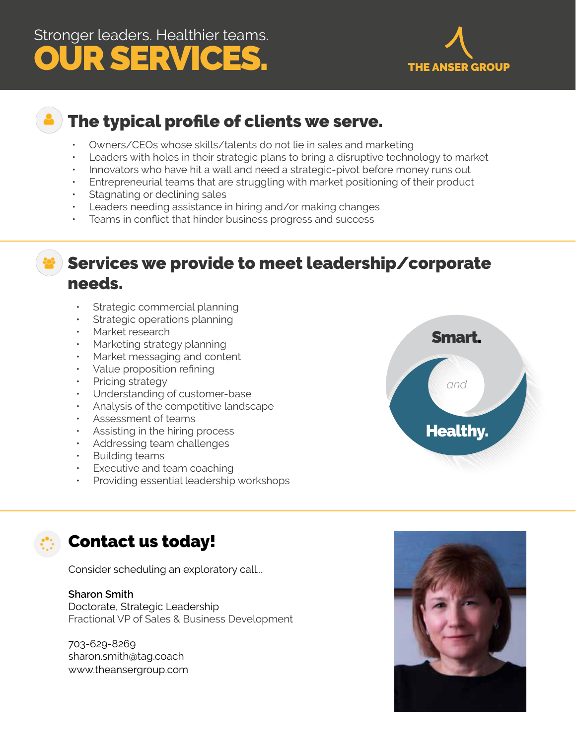Stronger leaders. Healthier teams.

# OUR SERVICES.

THE ANSER GROUP

## The typical profile of clients we serve.

- Owners/CEOs whose skills/talents do not lie in sales and marketing
- Leaders with holes in their strategic plans to bring a disruptive technology to market
- Innovators who have hit a wall and need a strategic-pivot before money runs out
- Entrepreneurial teams that are struggling with market positioning of their product
- Stagnating or declining sales
- Leaders needing assistance in hiring and/or making changes
- Teams in conflict that hinder business progress and success

## Services we provide to meet leadership/corporate needs.

- Strategic commercial planning
- Strategic operations planning
- Market research
- Marketing strategy planning
- Market messaging and content
- Value proposition refining
- Pricing strategy
- Understanding of customer-base
- Analysis of the competitive landscape
- Assessment of teams
- Assisting in the hiring process
- Addressing team challenges
- Building teams
- Executive and team coaching
- Providing essential leadership workshops

Smart.

*and*

Healthy.

## Contact us today!

Consider scheduling an exploratory call...

**Sharon Smith**
Doctorate, Strategic Leadership
Fractional VP of Sales & Business Development

703-629-8269
sharon.smith@tag.coach
www.theansergroup.com